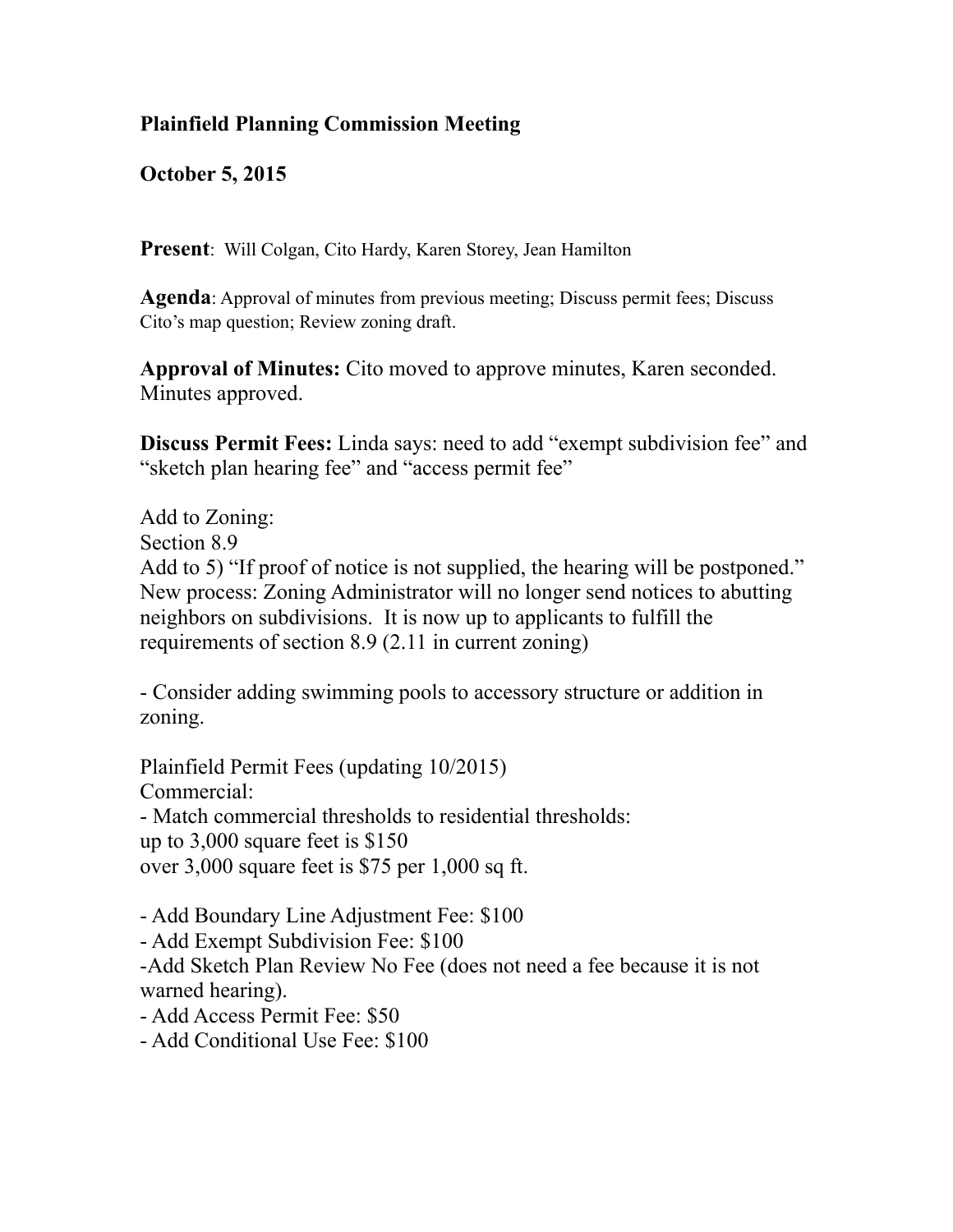**Plainfield Planning Commission Meeting**

**October 5, 2015**

**Present**: Will Colgan, Cito Hardy, Karen Storey, Jean Hamilton

**Agenda**: Approval of minutes from previous meeting; Discuss permit fees; Discuss Cito's map question; Review zoning draft.

**Approval of Minutes:** Cito moved to approve minutes, Karen seconded. Minutes approved.

**Discuss Permit Fees:** Linda says: need to add "exempt subdivision fee" and "sketch plan hearing fee" and "access permit fee"

Add to Zoning:
Section 8.9
Add to 5) "If proof of notice is not supplied, the hearing will be postponed."
New process: Zoning Administrator will no longer send notices to abutting neighbors on subdivisions. It is now up to applicants to fulfill the requirements of section 8.9 (2.11 in current zoning)

- Consider adding swimming pools to accessory structure or addition in zoning.

Plainfield Permit Fees (updating 10/2015)
Commercial:
- Match commercial thresholds to residential thresholds:
up to 3,000 square feet is $150
over 3,000 square feet is $75 per 1,000 sq ft.

- Add Boundary Line Adjustment Fee: $100
- Add Exempt Subdivision Fee: $100
-Add Sketch Plan Review No Fee (does not need a fee because it is not warned hearing).
- Add Access Permit Fee: $50
- Add Conditional Use Fee: $100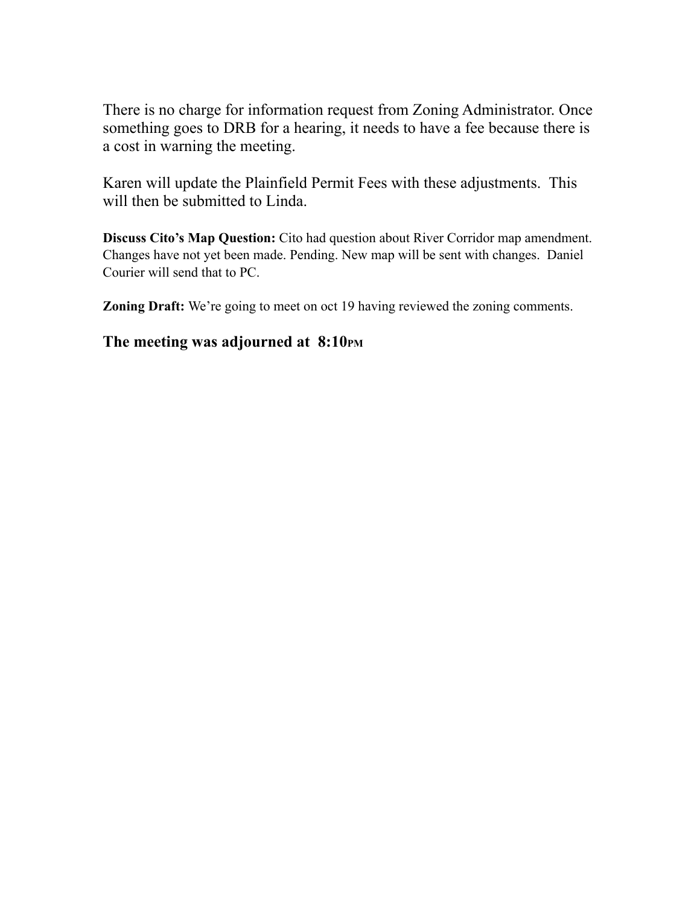There is no charge for information request from Zoning Administrator. Once something goes to DRB for a hearing, it needs to have a fee because there is a cost in warning the meeting.

Karen will update the Plainfield Permit Fees with these adjustments. This will then be submitted to Linda.

**Discuss Cito's Map Question:** Cito had question about River Corridor map amendment. Changes have not yet been made. Pending. New map will be sent with changes. Daniel Courier will send that to PC.

**Zoning Draft:** We're going to meet on oct 19 having reviewed the zoning comments.

**The meeting was adjourned at 8:10PM**